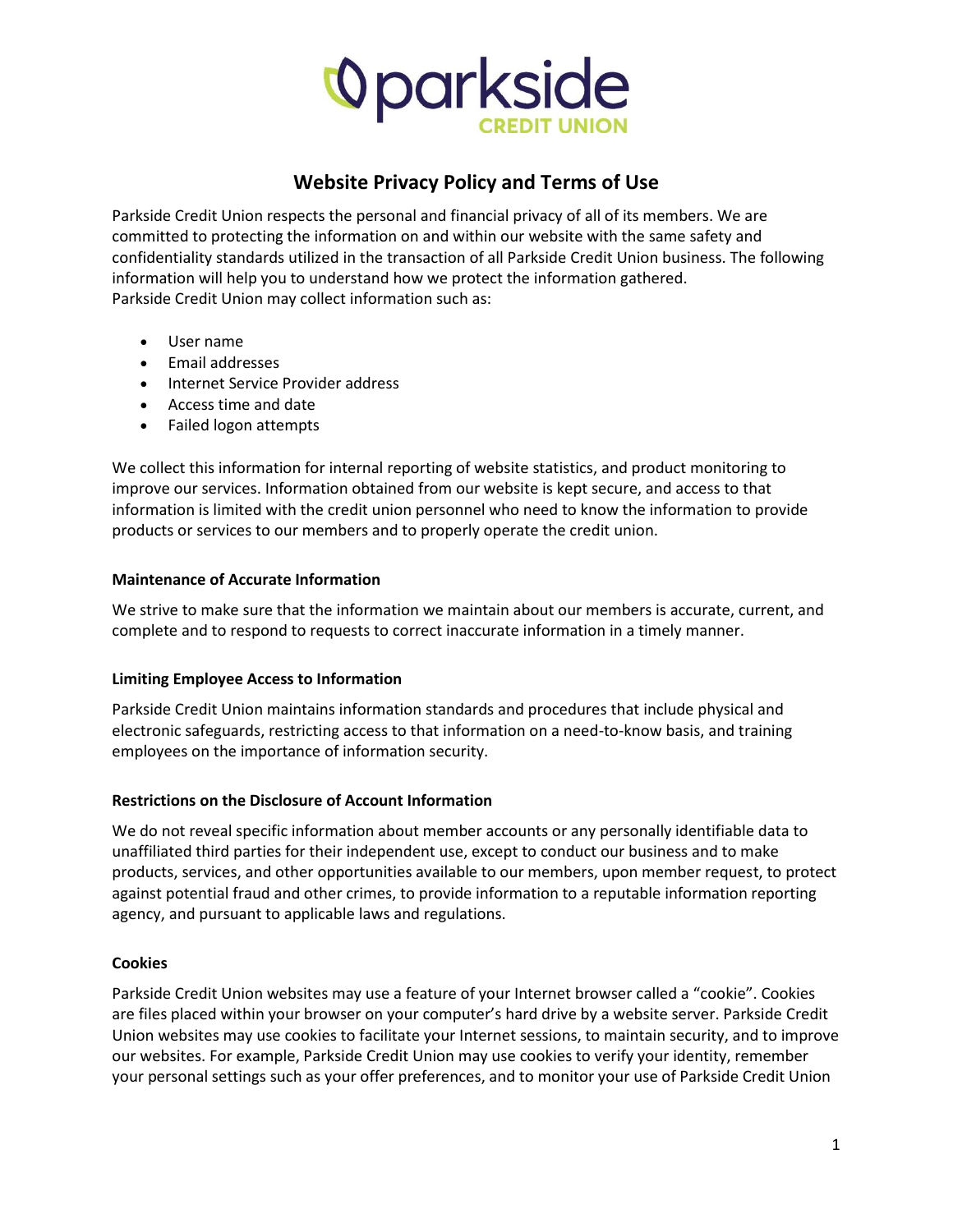# parkside CREDIT UNION

## Website Privacy Policy and Terms of Use

Parkside Credit Union respects the personal and financial privacy of all of its members. We are committed to protecting the information on and within our website with the same safety and confidentiality standards utilized in the transaction of all Parkside Credit Union business. The following information will help you to understand how we protect the information gathered.
Parkside Credit Union may collect information such as:

- User name
- Email addresses
- Internet Service Provider address
- Access time and date
- Failed logon attempts

We collect this information for internal reporting of website statistics, and product monitoring to improve our services. Information obtained from our website is kept secure, and access to that information is limited with the credit union personnel who need to know the information to provide products or services to our members and to properly operate the credit union.

### Maintenance of Accurate Information

We strive to make sure that the information we maintain about our members is accurate, current, and complete and to respond to requests to correct inaccurate information in a timely manner.

### Limiting Employee Access to Information

Parkside Credit Union maintains information standards and procedures that include physical and electronic safeguards, restricting access to that information on a need-to-know basis, and training employees on the importance of information security.

### Restrictions on the Disclosure of Account Information

We do not reveal specific information about member accounts or any personally identifiable data to unaffiliated third parties for their independent use, except to conduct our business and to make products, services, and other opportunities available to our members, upon member request, to protect against potential fraud and other crimes, to provide information to a reputable information reporting agency, and pursuant to applicable laws and regulations.

### Cookies

Parkside Credit Union websites may use a feature of your Internet browser called a "cookie". Cookies are files placed within your browser on your computer's hard drive by a website server. Parkside Credit Union websites may use cookies to facilitate your Internet sessions, to maintain security, and to improve our websites. For example, Parkside Credit Union may use cookies to verify your identity, remember your personal settings such as your offer preferences, and to monitor your use of Parkside Credit Union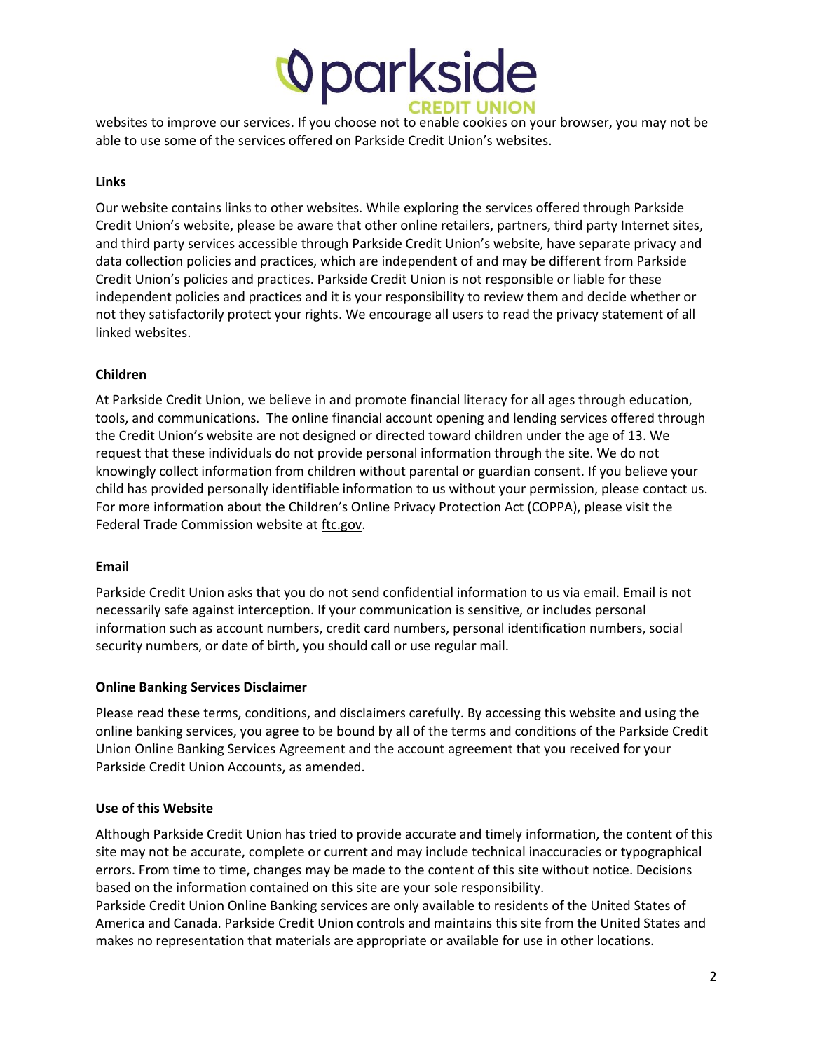websites to improve our services. If you choose not to enable cookies on your browser, you may not be able to use some of the services offered on Parkside Credit Union's websites.

**Links**

Our website contains links to other websites. While exploring the services offered through Parkside Credit Union's website, please be aware that other online retailers, partners, third party Internet sites, and third party services accessible through Parkside Credit Union's website, have separate privacy and data collection policies and practices, which are independent of and may be different from Parkside Credit Union's policies and practices. Parkside Credit Union is not responsible or liable for these independent policies and practices and it is your responsibility to review them and decide whether or not they satisfactorily protect your rights. We encourage all users to read the privacy statement of all linked websites.

**Children**

At Parkside Credit Union, we believe in and promote financial literacy for all ages through education, tools, and communications. The online financial account opening and lending services offered through the Credit Union's website are not designed or directed toward children under the age of 13. We request that these individuals do not provide personal information through the site. We do not knowingly collect information from children without parental or guardian consent. If you believe your child has provided personally identifiable information to us without your permission, please contact us. For more information about the Children's Online Privacy Protection Act (COPPA), please visit the Federal Trade Commission website at ftc.gov.

**Email**

Parkside Credit Union asks that you do not send confidential information to us via email. Email is not necessarily safe against interception. If your communication is sensitive, or includes personal information such as account numbers, credit card numbers, personal identification numbers, social security numbers, or date of birth, you should call or use regular mail.

**Online Banking Services Disclaimer**

Please read these terms, conditions, and disclaimers carefully. By accessing this website and using the online banking services, you agree to be bound by all of the terms and conditions of the Parkside Credit Union Online Banking Services Agreement and the account agreement that you received for your Parkside Credit Union Accounts, as amended.

**Use of this Website**

Although Parkside Credit Union has tried to provide accurate and timely information, the content of this site may not be accurate, complete or current and may include technical inaccuracies or typographical errors. From time to time, changes may be made to the content of this site without notice. Decisions based on the information contained on this site are your sole responsibility.

Parkside Credit Union Online Banking services are only available to residents of the United States of America and Canada. Parkside Credit Union controls and maintains this site from the United States and makes no representation that materials are appropriate or available for use in other locations.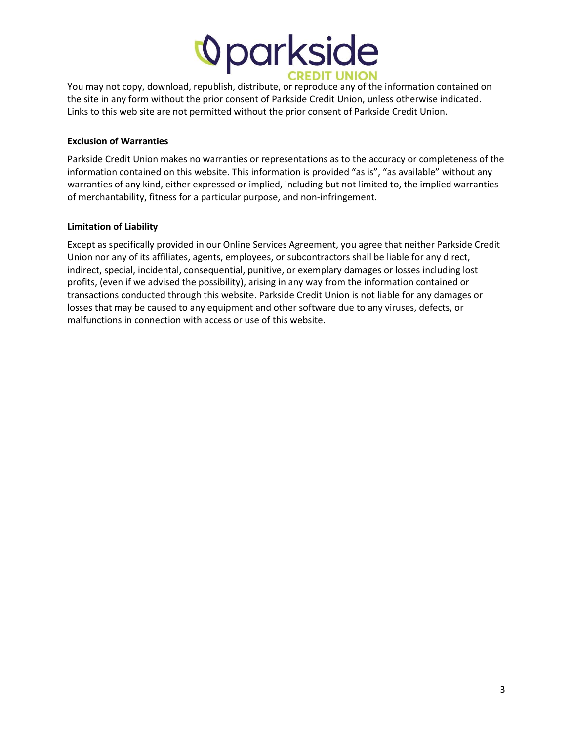You may not copy, download, republish, distribute, or reproduce any of the information contained on the site in any form without the prior consent of Parkside Credit Union, unless otherwise indicated. Links to this web site are not permitted without the prior consent of Parkside Credit Union.

**Exclusion of Warranties**

Parkside Credit Union makes no warranties or representations as to the accuracy or completeness of the information contained on this website. This information is provided "as is", "as available" without any warranties of any kind, either expressed or implied, including but not limited to, the implied warranties of merchantability, fitness for a particular purpose, and non-infringement.

**Limitation of Liability**

Except as specifically provided in our Online Services Agreement, you agree that neither Parkside Credit Union nor any of its affiliates, agents, employees, or subcontractors shall be liable for any direct, indirect, special, incidental, consequential, punitive, or exemplary damages or losses including lost profits, (even if we advised the possibility), arising in any way from the information contained or transactions conducted through this website. Parkside Credit Union is not liable for any damages or losses that may be caused to any equipment and other software due to any viruses, defects, or malfunctions in connection with access or use of this website.